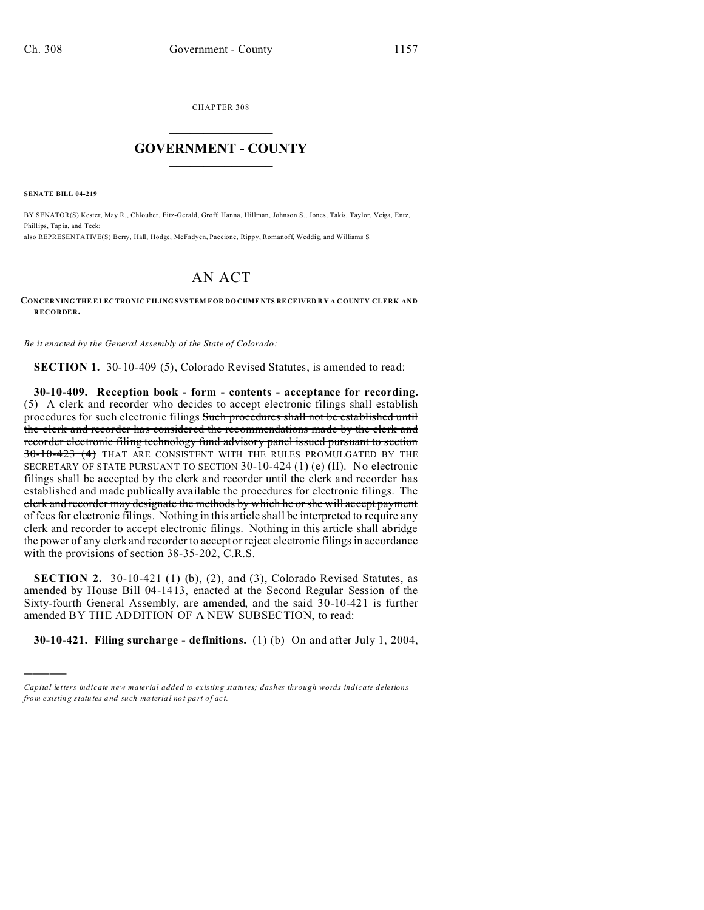CHAPTER 308

# GOVERNMENT - COUNTY

**SENATE BILL 04-219**

BY SENATOR(S) Kester, May R., Chlouber, Fitz-Gerald, Groff, Hanna, Hillman, Johnson S., Jones, Takis, Taylor, Veiga, Entz, Phillips, Tapia, and Teck;
also REPRESENTATIVE(S) Berry, Hall, Hodge, McFadyen, Paccione, Rippy, Romanoff, Weddig, and Williams S.

# AN ACT

**CONCERNING THE ELECTRONIC FILING SYSTEM FOR DOCUMENTS RECEIVED BY A COUNTY CLERK AND RECORDER.**

*Be it enacted by the General Assembly of the State of Colorado:*

**SECTION 1.** 30-10-409 (5), Colorado Revised Statutes, is amended to read:

**30-10-409. Reception book - form - contents - acceptance for recording.** (5) A clerk and recorder who decides to accept electronic filings shall establish procedures for such electronic filings ~~Such procedures shall not be established until the clerk and recorder has considered the recommendations made by the clerk and recorder electronic filing technology fund advisory panel issued pursuant to section 30-10-423 (4)~~ THAT ARE CONSISTENT WITH THE RULES PROMULGATED BY THE SECRETARY OF STATE PURSUANT TO SECTION 30-10-424 (1) (e) (II). No electronic filings shall be accepted by the clerk and recorder until the clerk and recorder has established and made publically available the procedures for electronic filings. ~~The clerk and recorder may designate the methods by which he or she will accept payment of fees for electronic filings.~~ Nothing in this article shall be interpreted to require any clerk and recorder to accept electronic filings. Nothing in this article shall abridge the power of any clerk and recorder to accept or reject electronic filings in accordance with the provisions of section 38-35-202, C.R.S.

**SECTION 2.** 30-10-421 (1) (b), (2), and (3), Colorado Revised Statutes, as amended by House Bill 04-1413, enacted at the Second Regular Session of the Sixty-fourth General Assembly, are amended, and the said 30-10-421 is further amended BY THE ADDITION OF A NEW SUBSECTION, to read:

**30-10-421. Filing surcharge - definitions.** (1) (b) On and after July 1, 2004,

---

*Capital letters indicate new material added to existing statutes; dashes through words indicate deletions from existing statutes and such material not part of act.*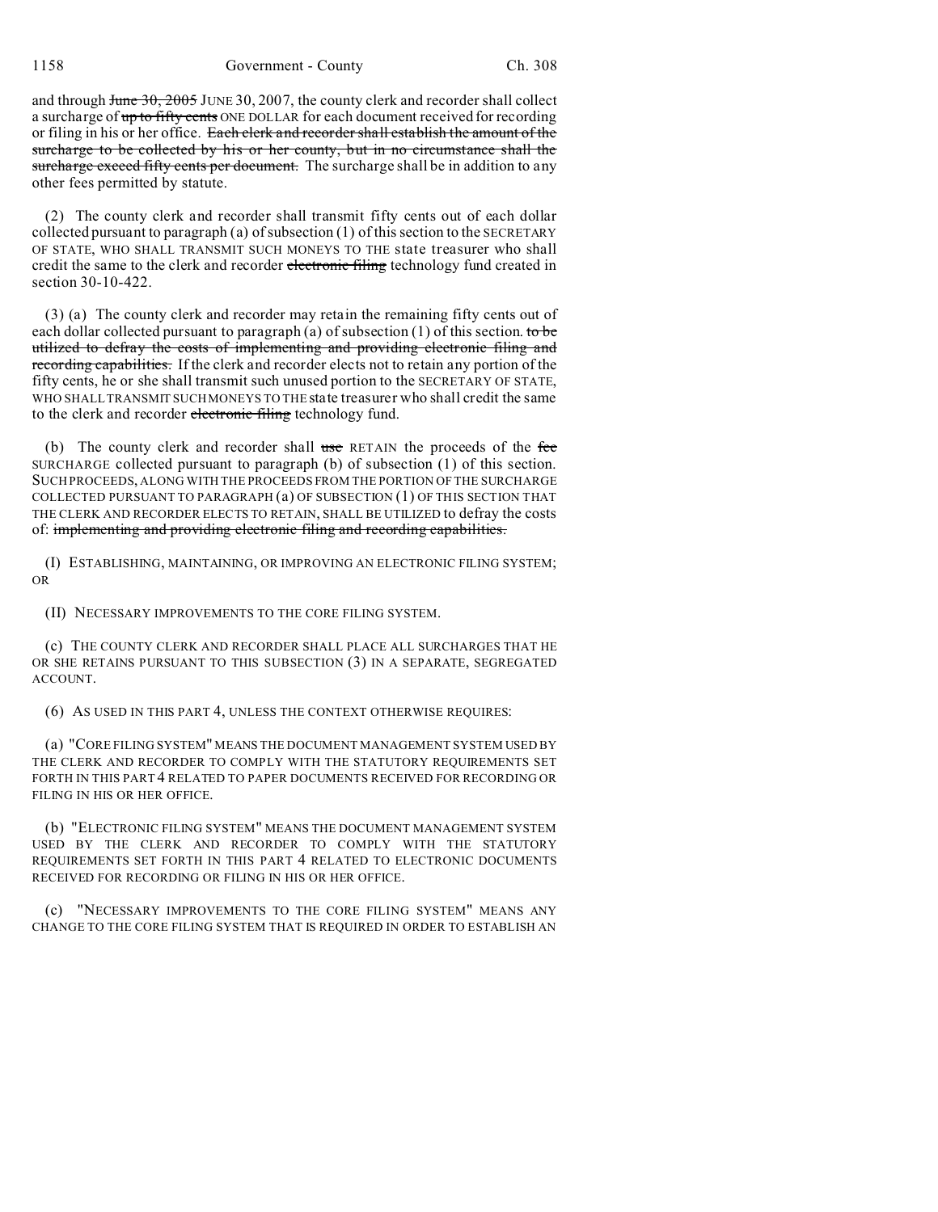and through ~~June 30, 2005~~ JUNE 30, 2007, the county clerk and recorder shall collect a surcharge of ~~up to fifty cents~~ ONE DOLLAR for each document received for recording or filing in his or her office. ~~Each clerk and recorder shall establish the amount of the surcharge to be collected by his or her county, but in no circumstance shall the surcharge exceed fifty cents per document.~~ The surcharge shall be in addition to any other fees permitted by statute.

(2) The county clerk and recorder shall transmit fifty cents out of each dollar collected pursuant to paragraph (a) of subsection (1) of this section to the SECRETARY OF STATE, WHO SHALL TRANSMIT SUCH MONEYS TO THE state treasurer who shall credit the same to the clerk and recorder ~~electronic filing~~ technology fund created in section 30-10-422.

(3) (a) The county clerk and recorder may retain the remaining fifty cents out of each dollar collected pursuant to paragraph (a) of subsection (1) of this section. ~~to be utilized to defray the costs of implementing and providing electronic filing and recording capabilities.~~ If the clerk and recorder elects not to retain any portion of the fifty cents, he or she shall transmit such unused portion to the SECRETARY OF STATE, WHO SHALL TRANSMIT SUCH MONEYS TO THE state treasurer who shall credit the same to the clerk and recorder ~~electronic filing~~ technology fund.

(b) The county clerk and recorder shall ~~use~~ RETAIN the proceeds of the ~~fee~~ SURCHARGE collected pursuant to paragraph (b) of subsection (1) of this section. SUCH PROCEEDS, ALONG WITH THE PROCEEDS FROM THE PORTION OF THE SURCHARGE COLLECTED PURSUANT TO PARAGRAPH (a) OF SUBSECTION (1) OF THIS SECTION THAT THE CLERK AND RECORDER ELECTS TO RETAIN, SHALL BE UTILIZED to defray the costs of: ~~implementing and providing electronic filing and recording capabilities.~~

(I) ESTABLISHING, MAINTAINING, OR IMPROVING AN ELECTRONIC FILING SYSTEM; OR

(II) NECESSARY IMPROVEMENTS TO THE CORE FILING SYSTEM.

(c) THE COUNTY CLERK AND RECORDER SHALL PLACE ALL SURCHARGES THAT HE OR SHE RETAINS PURSUANT TO THIS SUBSECTION (3) IN A SEPARATE, SEGREGATED ACCOUNT.

(6) AS USED IN THIS PART 4, UNLESS THE CONTEXT OTHERWISE REQUIRES:

(a) "CORE FILING SYSTEM" MEANS THE DOCUMENT MANAGEMENT SYSTEM USED BY THE CLERK AND RECORDER TO COMPLY WITH THE STATUTORY REQUIREMENTS SET FORTH IN THIS PART 4 RELATED TO PAPER DOCUMENTS RECEIVED FOR RECORDING OR FILING IN HIS OR HER OFFICE.

(b) "ELECTRONIC FILING SYSTEM" MEANS THE DOCUMENT MANAGEMENT SYSTEM USED BY THE CLERK AND RECORDER TO COMPLY WITH THE STATUTORY REQUIREMENTS SET FORTH IN THIS PART 4 RELATED TO ELECTRONIC DOCUMENTS RECEIVED FOR RECORDING OR FILING IN HIS OR HER OFFICE.

(c) "NECESSARY IMPROVEMENTS TO THE CORE FILING SYSTEM" MEANS ANY CHANGE TO THE CORE FILING SYSTEM THAT IS REQUIRED IN ORDER TO ESTABLISH AN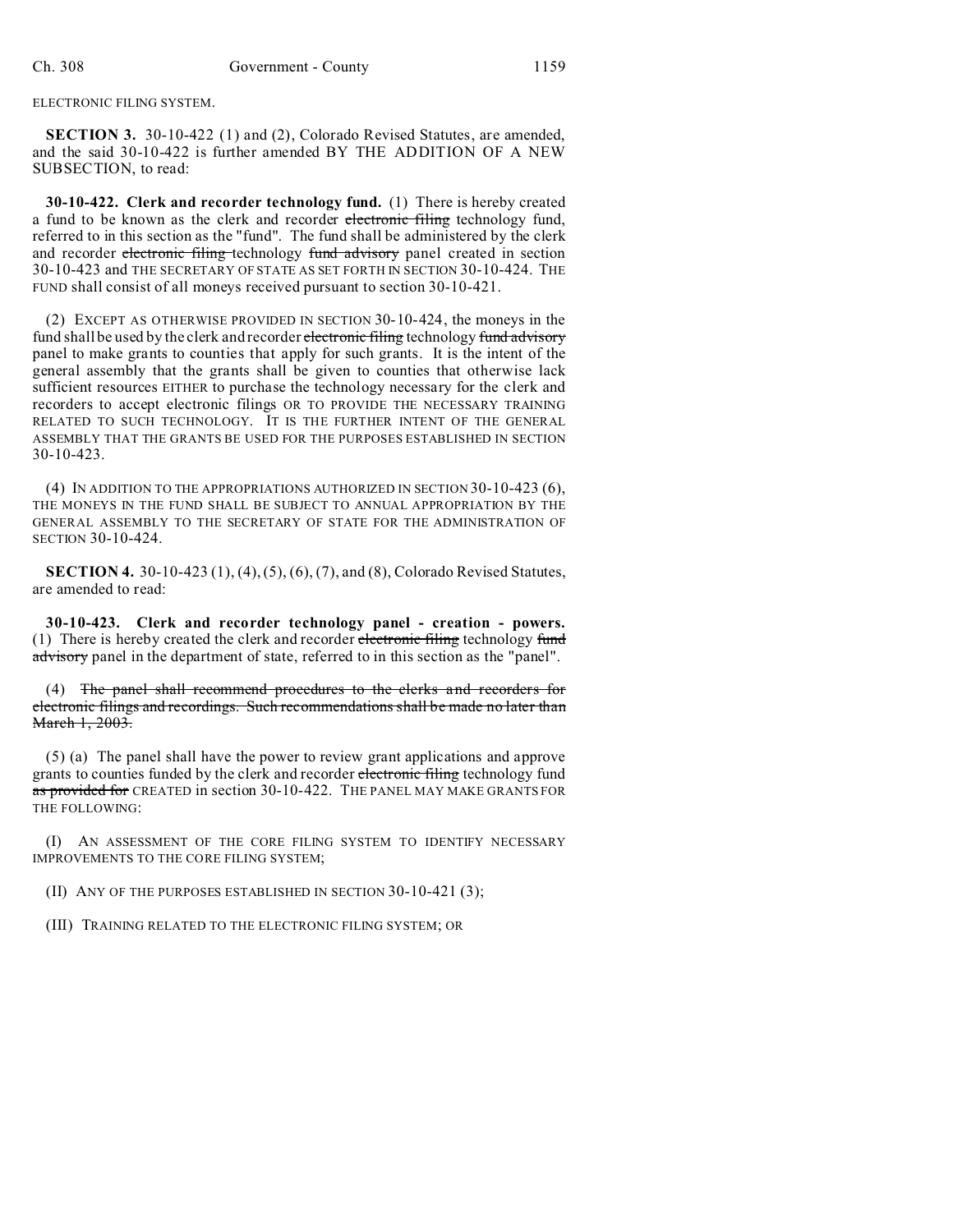ELECTRONIC FILING SYSTEM.

**SECTION 3.** 30-10-422 (1) and (2), Colorado Revised Statutes, are amended, and the said 30-10-422 is further amended BY THE ADDITION OF A NEW SUBSECTION, to read:

**30-10-422. Clerk and recorder technology fund.** (1) There is hereby created a fund to be known as the clerk and recorder ~~electronic filing~~ technology fund, referred to in this section as the "fund". The fund shall be administered by the clerk and recorder ~~electronic filing~~ technology ~~fund advisory~~ panel created in section 30-10-423 and THE SECRETARY OF STATE AS SET FORTH IN SECTION 30-10-424. THE FUND shall consist of all moneys received pursuant to section 30-10-421.

(2) EXCEPT AS OTHERWISE PROVIDED IN SECTION 30-10-424, the moneys in the fund shall be used by the clerk and recorder ~~electronic filing~~ technology ~~fund advisory~~ panel to make grants to counties that apply for such grants. It is the intent of the general assembly that the grants shall be given to counties that otherwise lack sufficient resources EITHER to purchase the technology necessary for the clerk and recorders to accept electronic filings OR TO PROVIDE THE NECESSARY TRAINING RELATED TO SUCH TECHNOLOGY. IT IS THE FURTHER INTENT OF THE GENERAL ASSEMBLY THAT THE GRANTS BE USED FOR THE PURPOSES ESTABLISHED IN SECTION 30-10-423.

(4) IN ADDITION TO THE APPROPRIATIONS AUTHORIZED IN SECTION 30-10-423 (6), THE MONEYS IN THE FUND SHALL BE SUBJECT TO ANNUAL APPROPRIATION BY THE GENERAL ASSEMBLY TO THE SECRETARY OF STATE FOR THE ADMINISTRATION OF SECTION 30-10-424.

**SECTION 4.** 30-10-423 (1), (4), (5), (6), (7), and (8), Colorado Revised Statutes, are amended to read:

**30-10-423. Clerk and recorder technology panel - creation - powers.** (1) There is hereby created the clerk and recorder ~~electronic filing~~ technology ~~fund advisory~~ panel in the department of state, referred to in this section as the "panel".

(4) ~~The panel shall recommend procedures to the clerks and recorders for electronic filings and recordings. Such recommendations shall be made no later than March 1, 2003.~~

(5) (a) The panel shall have the power to review grant applications and approve grants to counties funded by the clerk and recorder ~~electronic filing~~ technology fund ~~as provided for~~ CREATED in section 30-10-422. THE PANEL MAY MAKE GRANTS FOR THE FOLLOWING:

(I) AN ASSESSMENT OF THE CORE FILING SYSTEM TO IDENTIFY NECESSARY IMPROVEMENTS TO THE CORE FILING SYSTEM;

(II) ANY OF THE PURPOSES ESTABLISHED IN SECTION 30-10-421 (3);

(III) TRAINING RELATED TO THE ELECTRONIC FILING SYSTEM; OR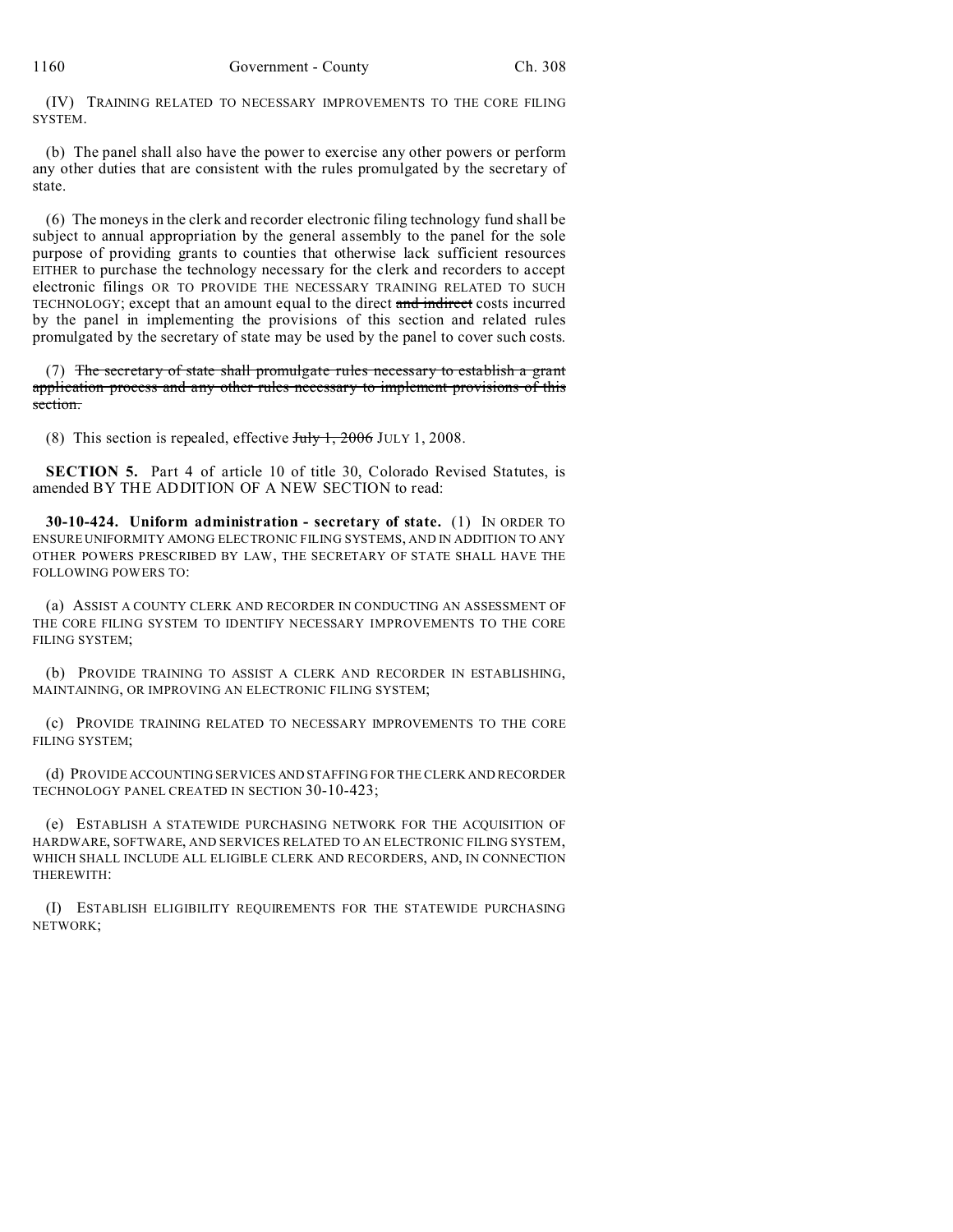(IV) TRAINING RELATED TO NECESSARY IMPROVEMENTS TO THE CORE FILING SYSTEM.

(b) The panel shall also have the power to exercise any other powers or perform any other duties that are consistent with the rules promulgated by the secretary of state.

(6) The moneys in the clerk and recorder electronic filing technology fund shall be subject to annual appropriation by the general assembly to the panel for the sole purpose of providing grants to counties that otherwise lack sufficient resources EITHER to purchase the technology necessary for the clerk and recorders to accept electronic filings OR TO PROVIDE THE NECESSARY TRAINING RELATED TO SUCH TECHNOLOGY; except that an amount equal to the direct ~~and indirect~~ costs incurred by the panel in implementing the provisions of this section and related rules promulgated by the secretary of state may be used by the panel to cover such costs.

(7) ~~The secretary of state shall promulgate rules necessary to establish a grant application process and any other rules necessary to implement provisions of this section.~~

(8) This section is repealed, effective ~~July 1, 2006~~ JULY 1, 2008.

**SECTION 5.** Part 4 of article 10 of title 30, Colorado Revised Statutes, is amended BY THE ADDITION OF A NEW SECTION to read:

**30-10-424. Uniform administration - secretary of state.** (1) IN ORDER TO ENSURE UNIFORMITY AMONG ELECTRONIC FILING SYSTEMS, AND IN ADDITION TO ANY OTHER POWERS PRESCRIBED BY LAW, THE SECRETARY OF STATE SHALL HAVE THE FOLLOWING POWERS TO:

(a) ASSIST A COUNTY CLERK AND RECORDER IN CONDUCTING AN ASSESSMENT OF THE CORE FILING SYSTEM TO IDENTIFY NECESSARY IMPROVEMENTS TO THE CORE FILING SYSTEM;

(b) PROVIDE TRAINING TO ASSIST A CLERK AND RECORDER IN ESTABLISHING, MAINTAINING, OR IMPROVING AN ELECTRONIC FILING SYSTEM;

(c) PROVIDE TRAINING RELATED TO NECESSARY IMPROVEMENTS TO THE CORE FILING SYSTEM;

(d) PROVIDE ACCOUNTING SERVICES AND STAFFING FOR THE CLERK AND RECORDER TECHNOLOGY PANEL CREATED IN SECTION 30-10-423;

(e) ESTABLISH A STATEWIDE PURCHASING NETWORK FOR THE ACQUISITION OF HARDWARE, SOFTWARE, AND SERVICES RELATED TO AN ELECTRONIC FILING SYSTEM, WHICH SHALL INCLUDE ALL ELIGIBLE CLERK AND RECORDERS, AND, IN CONNECTION THEREWITH:

(I) ESTABLISH ELIGIBILITY REQUIREMENTS FOR THE STATEWIDE PURCHASING NETWORK;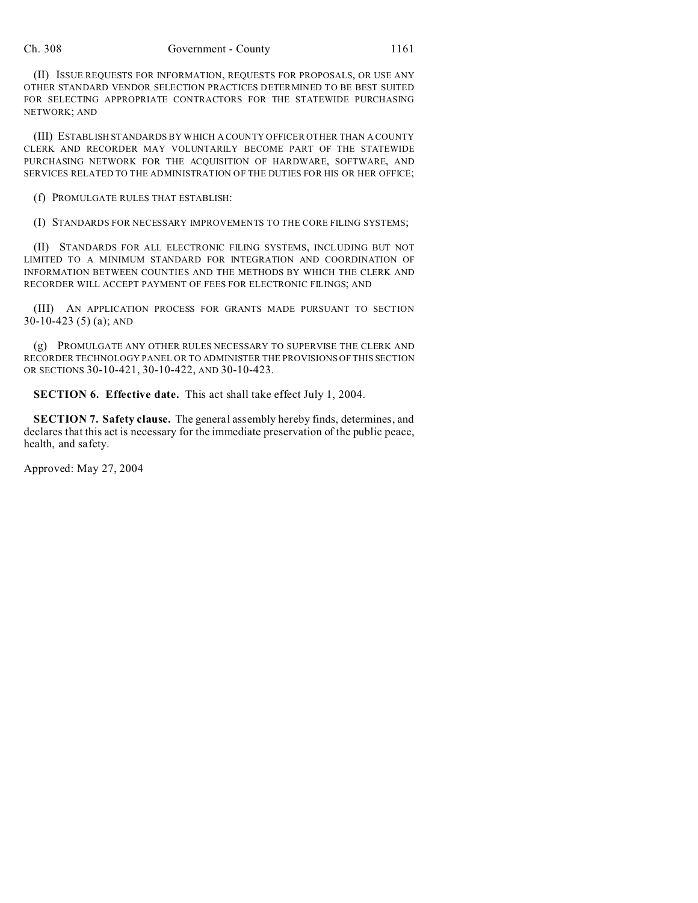(II) ISSUE REQUESTS FOR INFORMATION, REQUESTS FOR PROPOSALS, OR USE ANY OTHER STANDARD VENDOR SELECTION PRACTICES DETERMINED TO BE BEST SUITED FOR SELECTING APPROPRIATE CONTRACTORS FOR THE STATEWIDE PURCHASING NETWORK; AND

(III) ESTABLISH STANDARDS BY WHICH A COUNTY OFFICER OTHER THAN A COUNTY CLERK AND RECORDER MAY VOLUNTARILY BECOME PART OF THE STATEWIDE PURCHASING NETWORK FOR THE ACQUISITION OF HARDWARE, SOFTWARE, AND SERVICES RELATED TO THE ADMINISTRATION OF THE DUTIES FOR HIS OR HER OFFICE;

(f) PROMULGATE RULES THAT ESTABLISH:

(I) STANDARDS FOR NECESSARY IMPROVEMENTS TO THE CORE FILING SYSTEMS;

(II) STANDARDS FOR ALL ELECTRONIC FILING SYSTEMS, INCLUDING BUT NOT LIMITED TO A MINIMUM STANDARD FOR INTEGRATION AND COORDINATION OF INFORMATION BETWEEN COUNTIES AND THE METHODS BY WHICH THE CLERK AND RECORDER WILL ACCEPT PAYMENT OF FEES FOR ELECTRONIC FILINGS; AND

(III) AN APPLICATION PROCESS FOR GRANTS MADE PURSUANT TO SECTION 30-10-423 (5) (a); AND

(g) PROMULGATE ANY OTHER RULES NECESSARY TO SUPERVISE THE CLERK AND RECORDER TECHNOLOGY PANEL OR TO ADMINISTER THE PROVISIONS OF THIS SECTION OR SECTIONS 30-10-421, 30-10-422, AND 30-10-423.

**SECTION 6. Effective date.** This act shall take effect July 1, 2004.

**SECTION 7. Safety clause.** The general assembly hereby finds, determines, and declares that this act is necessary for the immediate preservation of the public peace, health, and safety.

Approved: May 27, 2004